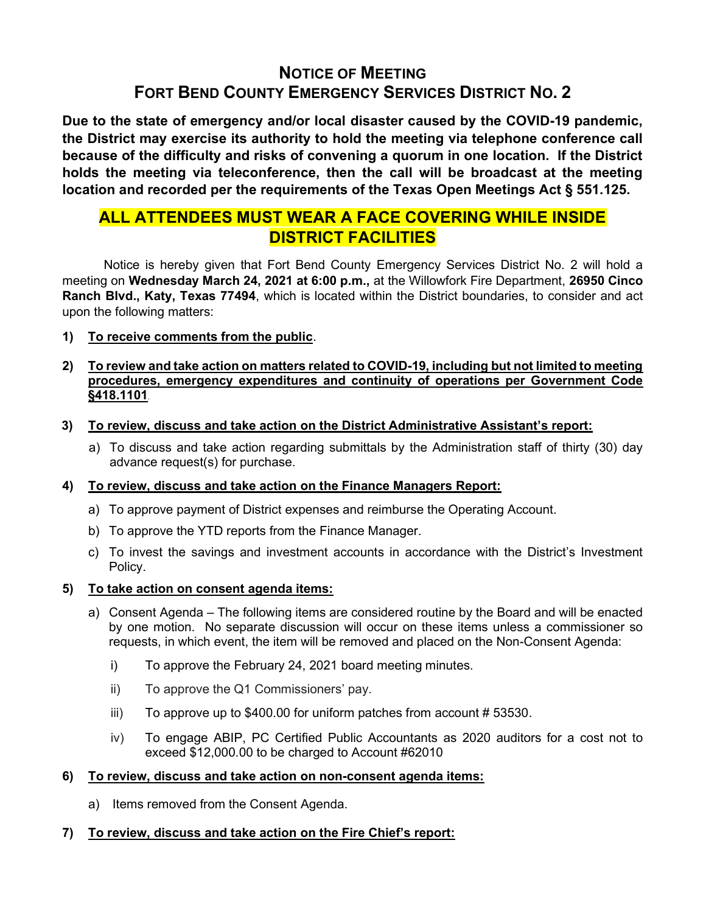# NOTICE OF MEETING
# FORT BEND COUNTY EMERGENCY SERVICES DISTRICT NO. 2

**Due to the state of emergency and/or local disaster caused by the COVID-19 pandemic, the District may exercise its authority to hold the meeting via telephone conference call because of the difficulty and risks of convening a quorum in one location. If the District holds the meeting via teleconference, then the call will be broadcast at the meeting location and recorded per the requirements of the Texas Open Meetings Act § 551.125.**

## ALL ATTENDEES MUST WEAR A FACE COVERING WHILE INSIDE DISTRICT FACILITIES

Notice is hereby given that Fort Bend County Emergency Services District No. 2 will hold a meeting on **Wednesday March 24, 2021 at 6:00 p.m.,** at the Willowfork Fire Department, **26950 Cinco Ranch Blvd., Katy, Texas 77494**, which is located within the District boundaries, to consider and act upon the following matters:

1) **To receive comments from the public**.

2) **To review and take action on matters related to COVID-19, including but not limited to meeting procedures, emergency expenditures and continuity of operations per Government Code §418.1101**.

3) **To review, discuss and take action on the District Administrative Assistant's report:**
   a) To discuss and take action regarding submittals by the Administration staff of thirty (30) day advance request(s) for purchase.

4) **To review, discuss and take action on the Finance Managers Report:**
   a) To approve payment of District expenses and reimburse the Operating Account.
   b) To approve the YTD reports from the Finance Manager.
   c) To invest the savings and investment accounts in accordance with the District's Investment Policy.

5) **To take action on consent agenda items:**
   a) Consent Agenda – The following items are considered routine by the Board and will be enacted by one motion. No separate discussion will occur on these items unless a commissioner so requests, in which event, the item will be removed and placed on the Non-Consent Agenda:
      i) To approve the February 24, 2021 board meeting minutes.
      ii) To approve the Q1 Commissioners' pay.
      iii) To approve up to $400.00 for uniform patches from account # 53530.
      iv) To engage ABIP, PC Certified Public Accountants as 2020 auditors for a cost not to exceed $12,000.00 to be charged to Account #62010

6) **To review, discuss and take action on non-consent agenda items:**
   a) Items removed from the Consent Agenda.

7) **To review, discuss and take action on the Fire Chief's report:**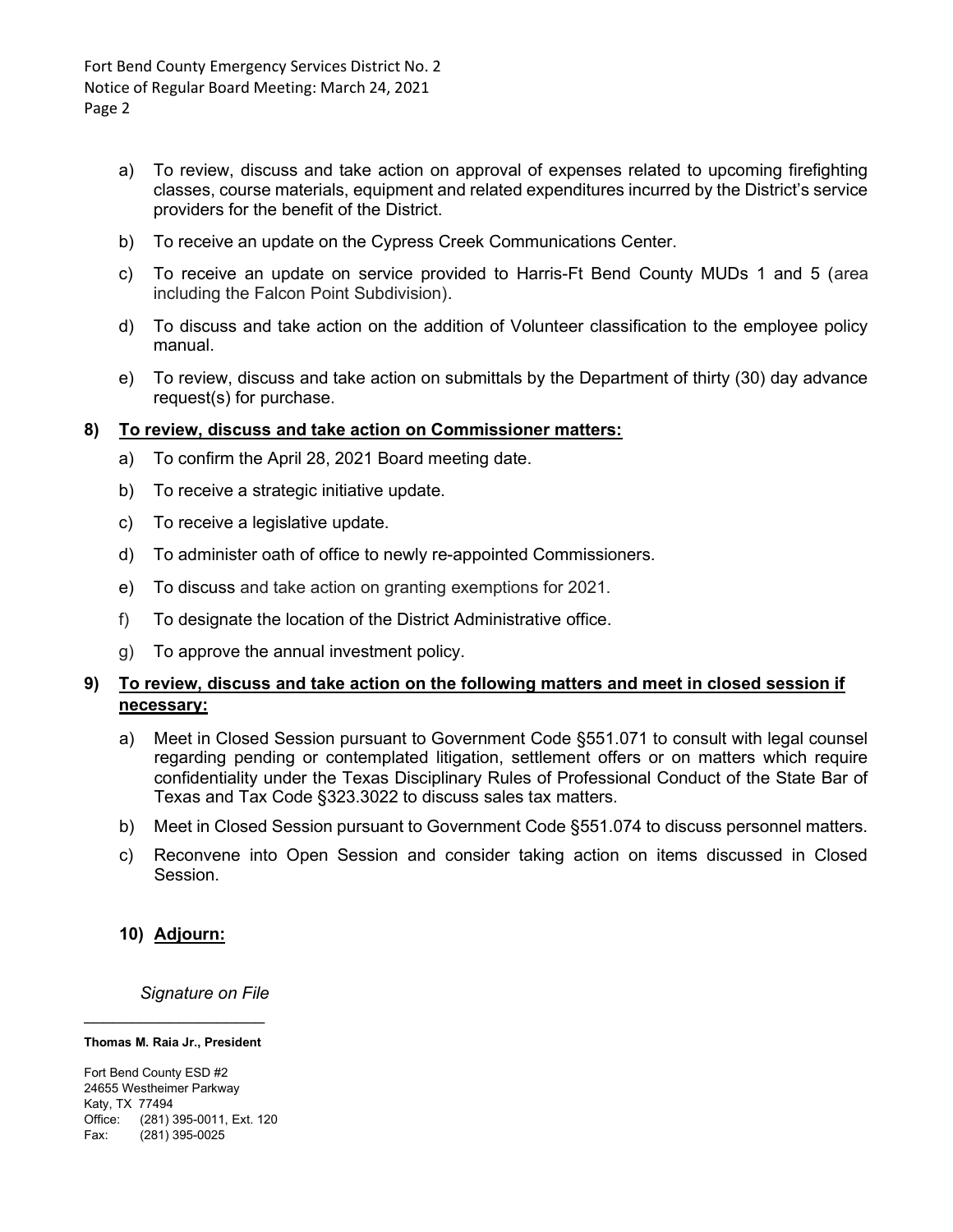a) To review, discuss and take action on approval of expenses related to upcoming firefighting classes, course materials, equipment and related expenditures incurred by the District's service providers for the benefit of the District.

b) To receive an update on the Cypress Creek Communications Center.

c) To receive an update on service provided to Harris-Ft Bend County MUDs 1 and 5 (area including the Falcon Point Subdivision).

d) To discuss and take action on the addition of Volunteer classification to the employee policy manual.

e) To review, discuss and take action on submittals by the Department of thirty (30) day advance request(s) for purchase.

**8) <u>To review, discuss and take action on Commissioner matters:</u>**

a) To confirm the April 28, 2021 Board meeting date.

b) To receive a strategic initiative update.

c) To receive a legislative update.

d) To administer oath of office to newly re-appointed Commissioners.

e) To discuss and take action on granting exemptions for 2021.

f) To designate the location of the District Administrative office.

g) To approve the annual investment policy.

**9) <u>To review, discuss and take action on the following matters and meet in closed session if necessary:</u>**

a) Meet in Closed Session pursuant to Government Code §551.071 to consult with legal counsel regarding pending or contemplated litigation, settlement offers or on matters which require confidentiality under the Texas Disciplinary Rules of Professional Conduct of the State Bar of Texas and Tax Code §323.3022 to discuss sales tax matters.

b) Meet in Closed Session pursuant to Government Code §551.074 to discuss personnel matters.

c) Reconvene into Open Session and consider taking action on items discussed in Closed Session.

**10) <u>Adjourn:</u>**

*Signature on File*

**Thomas M. Raia Jr., President**

Fort Bend County ESD #2
24655 Westheimer Parkway
Katy, TX 77494
Office: (281) 395-0011, Ext. 120
Fax: (281) 395-0025